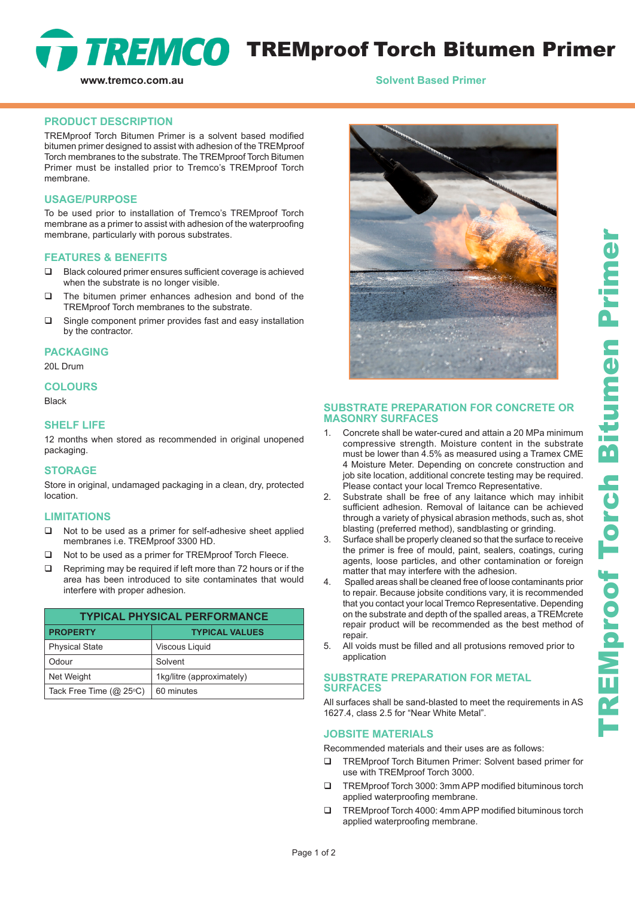# TREMproof Torch Bitumen Primer

www.tremco.com.au

**Solvent Based Primer**

## PRODUCT DESCRIPTION

TREMproof Torch Bitumen Primer is a solvent based modified bitumen primer designed to assist with adhesion of the TREMproof Torch membranes to the substrate. The TREMproof Torch Bitumen Primer must be installed prior to Tremco's TREMproof Torch membrane.

## USAGE/PURPOSE

To be used prior to installation of Tremco's TREMproof Torch membrane as a primer to assist with adhesion of the waterproofing membrane, particularly with porous substrates.

## FEATURES & BENEFITS

- Black coloured primer ensures sufficient coverage is achieved when the substrate is no longer visible.
- The bitumen primer enhances adhesion and bond of the TREMproof Torch membranes to the substrate.
- Single component primer provides fast and easy installation by the contractor.

## PACKAGING

20L Drum

## COLOURS

Black

## SHELF LIFE

12 months when stored as recommended in original unopened packaging.

## STORAGE

Store in original, undamaged packaging in a clean, dry, protected location.

## LIMITATIONS

- Not to be used as a primer for self-adhesive sheet applied membranes i.e. TREMproof 3300 HD.
- Not to be used as a primer for TREMproof Torch Fleece.
- Repriming may be required if left more than 72 hours or if the area has been introduced to site contaminates that would interfere with proper adhesion.

| TYPICAL PHYSICAL PERFORMANCE | |
|---|---|
| **PROPERTY** | **TYPICAL VALUES** |
| Physical State | Viscous Liquid |
| Odour | Solvent |
| Net Weight | 1kg/litre (approximately) |
| Tack Free Time (@ 25°C) | 60 minutes |

## SUBSTRATE PREPARATION FOR CONCRETE OR MASONRY SURFACES

1. Concrete shall be water-cured and attain a 20 MPa minimum compressive strength. Moisture content in the substrate must be lower than 4.5% as measured using a Tramex CME 4 Moisture Meter. Depending on concrete construction and job site location, additional concrete testing may be required. Please contact your local Tremco Representative.
2. Substrate shall be free of any laitance which may inhibit sufficient adhesion. Removal of laitance can be achieved through a variety of physical abrasion methods, such as, shot blasting (preferred method), sandblasting or grinding.
3. Surface shall be properly cleaned so that the surface to receive the primer is free of mould, paint, sealers, coatings, curing agents, loose particles, and other contamination or foreign matter that may interfere with the adhesion.
4. Spalled areas shall be cleaned free of loose contaminants prior to repair. Because jobsite conditions vary, it is recommended that you contact your local Tremco Representative. Depending on the substrate and depth of the spalled areas, a TREMcrete repair product will be recommended as the best method of repair.
5. All voids must be filled and all protusions removed prior to application

## SUBSTRATE PREPARATION FOR METAL SURFACES

All surfaces shall be sand-blasted to meet the requirements in AS 1627.4, class 2.5 for "Near White Metal".

## JOBSITE MATERIALS

Recommended materials and their uses are as follows:

- TREMproof Torch Bitumen Primer: Solvent based primer for use with TREMproof Torch 3000.
- TREMproof Torch 3000: 3mm APP modified bituminous torch applied waterproofing membrane.
- TREMproof Torch 4000: 4mm APP modified bituminous torch applied waterproofing membrane.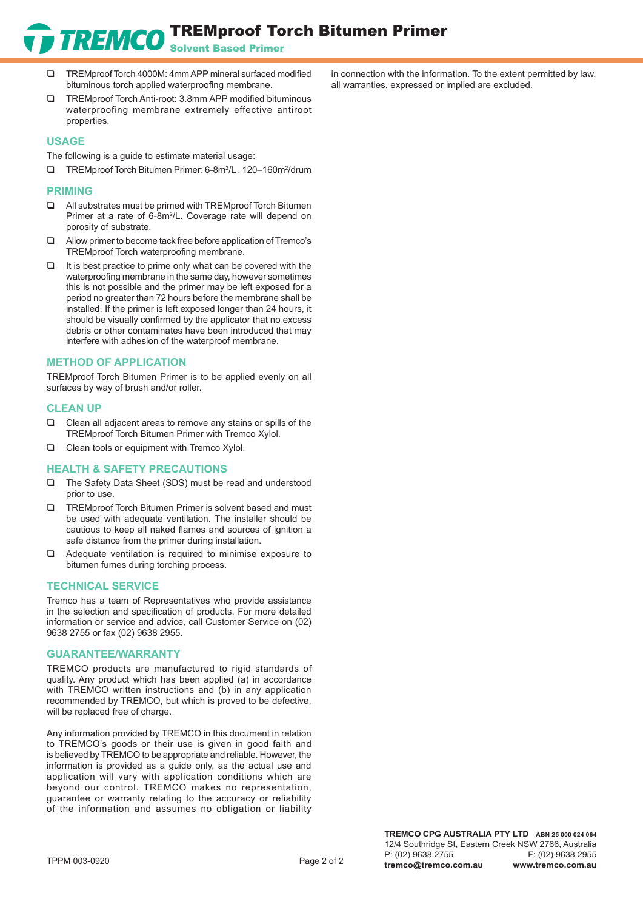- TREMproof Torch 4000M: 4mm APP mineral surfaced modified bituminous torch applied waterproofing membrane.
- TREMproof Torch Anti-root: 3.8mm APP modified bituminous waterproofing membrane extremely effective antiroot properties.

## USAGE

The following is a guide to estimate material usage:

- TREMproof Torch Bitumen Primer: 6-8m²/L , 120–160m²/drum

## PRIMING

- All substrates must be primed with TREMproof Torch Bitumen Primer at a rate of 6-8m²/L. Coverage rate will depend on porosity of substrate.
- Allow primer to become tack free before application of Tremco's TREMproof Torch waterproofing membrane.
- It is best practice to prime only what can be covered with the waterproofing membrane in the same day, however sometimes this is not possible and the primer may be left exposed for a period no greater than 72 hours before the membrane shall be installed. If the primer is left exposed longer than 24 hours, it should be visually confirmed by the applicator that no excess debris or other contaminates have been introduced that may interfere with adhesion of the waterproof membrane.

## METHOD OF APPLICATION

TREMproof Torch Bitumen Primer is to be applied evenly on all surfaces by way of brush and/or roller.

## CLEAN UP

- Clean all adjacent areas to remove any stains or spills of the TREMproof Torch Bitumen Primer with Tremco Xylol.
- Clean tools or equipment with Tremco Xylol.

## HEALTH & SAFETY PRECAUTIONS

- The Safety Data Sheet (SDS) must be read and understood prior to use.
- TREMproof Torch Bitumen Primer is solvent based and must be used with adequate ventilation. The installer should be cautious to keep all naked flames and sources of ignition a safe distance from the primer during installation.
- Adequate ventilation is required to minimise exposure to bitumen fumes during torching process.

## TECHNICAL SERVICE

Tremco has a team of Representatives who provide assistance in the selection and specification of products. For more detailed information or service and advice, call Customer Service on (02) 9638 2755 or fax (02) 9638 2955.

## GUARANTEE/WARRANTY

TREMCO products are manufactured to rigid standards of quality. Any product which has been applied (a) in accordance with TREMCO written instructions and (b) in any application recommended by TREMCO, but which is proved to be defective, will be replaced free of charge.

Any information provided by TREMCO in this document in relation to TREMCO's goods or their use is given in good faith and is believed by TREMCO to be appropriate and reliable. However, the information is provided as a guide only, as the actual use and application will vary with application conditions which are beyond our control. TREMCO makes no representation, guarantee or warranty relating to the accuracy or reliability of the information and assumes no obligation or liability in connection with the information. To the extent permitted by law, all warranties, expressed or implied are excluded.

TPPM 003-0920

**TREMCO CPG AUSTRALIA PTY LTD** ABN 25 000 024 064
12/4 Southridge St, Eastern Creek NSW 2766, Australia
P: (02) 9638 2755 F: (02) 9638 2955
**tremco@tremco.com.au** **www.tremco.com.au**